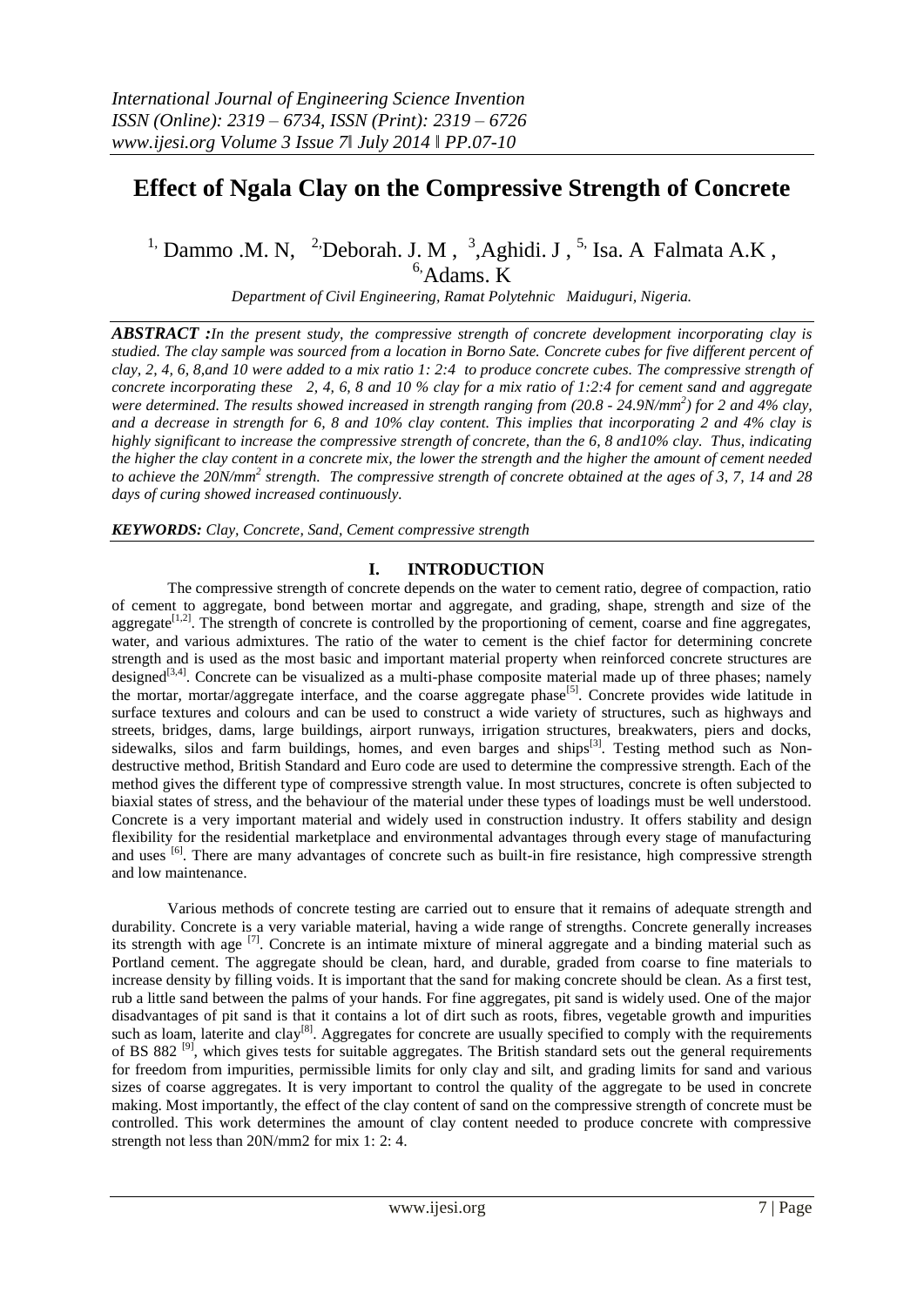# Effect of Ngala Clay on the Compressive Strength of Concrete

[1,] Dammo .M. N, [2,]Deborah. J. M , [3],Aghidi. J , [5,] Isa. A Falmata A.K , [6,]Adams. K

*Department of Civil Engineering, Ramat Polytehnic Maiduguri, Nigeria.*

***ABSTRACT :*** *In the present study, the compressive strength of concrete development incorporating clay is studied. The clay sample was sourced from a location in Borno Sate. Concrete cubes for five different percent of clay, 2, 4, 6, 8,and 10 were added to a mix ratio 1: 2:4 to produce concrete cubes. The compressive strength of concrete incorporating these 2, 4, 6, 8 and 10 % clay for a mix ratio of 1:2:4 for cement sand and aggregate were determined. The results showed increased in strength ranging from (20.8 - 24.9N/mm$^2$) for 2 and 4% clay, and a decrease in strength for 6, 8 and 10% clay content. This implies that incorporating 2 and 4% clay is highly significant to increase the compressive strength of concrete, than the 6, 8 and10% clay. Thus, indicating the higher the clay content in a concrete mix, the lower the strength and the higher the amount of cement needed to achieve the 20N/mm$^2$ strength. The compressive strength of concrete obtained at the ages of 3, 7, 14 and 28 days of curing showed increased continuously.*

***KEYWORDS:*** *Clay, Concrete, Sand, Cement compressive strength*

## I. INTRODUCTION

The compressive strength of concrete depends on the water to cement ratio, degree of compaction, ratio of cement to aggregate, bond between mortar and aggregate, and grading, shape, strength and size of the aggregate[1,2]. The strength of concrete is controlled by the proportioning of cement, coarse and fine aggregates, water, and various admixtures. The ratio of the water to cement is the chief factor for determining concrete strength and is used as the most basic and important material property when reinforced concrete structures are designed[3,4]. Concrete can be visualized as a multi-phase composite material made up of three phases; namely the mortar, mortar/aggregate interface, and the coarse aggregate phase[5]. Concrete provides wide latitude in surface textures and colours and can be used to construct a wide variety of structures, such as highways and streets, bridges, dams, large buildings, airport runways, irrigation structures, breakwaters, piers and docks, sidewalks, silos and farm buildings, homes, and even barges and ships[3]. Testing method such as Non-destructive method, British Standard and Euro code are used to determine the compressive strength. Each of the method gives the different type of compressive strength value. In most structures, concrete is often subjected to biaxial states of stress, and the behaviour of the material under these types of loadings must be well understood. Concrete is a very important material and widely used in construction industry. It offers stability and design flexibility for the residential marketplace and environmental advantages through every stage of manufacturing and uses [6]. There are many advantages of concrete such as built-in fire resistance, high compressive strength and low maintenance.

Various methods of concrete testing are carried out to ensure that it remains of adequate strength and durability. Concrete is a very variable material, having a wide range of strengths. Concrete generally increases its strength with age [7]. Concrete is an intimate mixture of mineral aggregate and a binding material such as Portland cement. The aggregate should be clean, hard, and durable, graded from coarse to fine materials to increase density by filling voids. It is important that the sand for making concrete should be clean. As a first test, rub a little sand between the palms of your hands. For fine aggregates, pit sand is widely used. One of the major disadvantages of pit sand is that it contains a lot of dirt such as roots, fibres, vegetable growth and impurities such as loam, laterite and clay[8]. Aggregates for concrete are usually specified to comply with the requirements of BS 882 [9], which gives tests for suitable aggregates. The British standard sets out the general requirements for freedom from impurities, permissible limits for only clay and silt, and grading limits for sand and various sizes of coarse aggregates. It is very important to control the quality of the aggregate to be used in concrete making. Most importantly, the effect of the clay content of sand on the compressive strength of concrete must be controlled. This work determines the amount of clay content needed to produce concrete with compressive strength not less than 20N/mm2 for mix 1: 2: 4.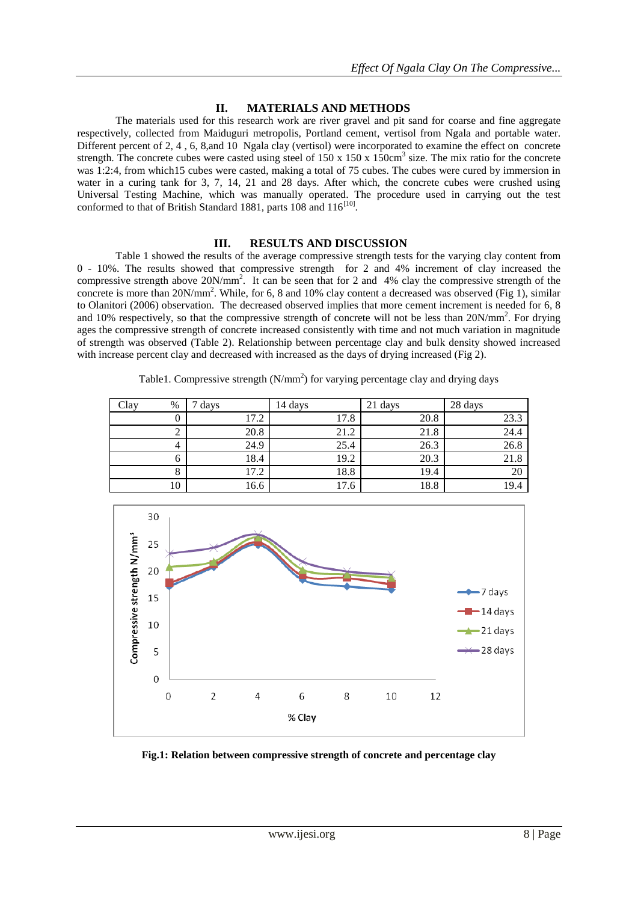## II. MATERIALS AND METHODS

The materials used for this research work are river gravel and pit sand for coarse and fine aggregate respectively, collected from Maiduguri metropolis, Portland cement, vertisol from Ngala and portable water. Different percent of 2, 4 , 6, 8,and 10 Ngala clay (vertisol) were incorporated to examine the effect on concrete strength. The concrete cubes were casted using steel of 150 x 150 x 150cm$^3$ size. The mix ratio for the concrete was 1:2:4, from which15 cubes were casted, making a total of 75 cubes. The cubes were cured by immersion in water in a curing tank for 3, 7, 14, 21 and 28 days. After which, the concrete cubes were crushed using Universal Testing Machine, which was manually operated. The procedure used in carrying out the test conformed to that of British Standard 1881, parts 108 and 116[10].

## III. RESULTS AND DISCUSSION

Table 1 showed the results of the average compressive strength tests for the varying clay content from 0 - 10%. The results showed that compressive strength for 2 and 4% increment of clay increased the compressive strength above 20N/mm$^2$. It can be seen that for 2 and 4% clay the compressive strength of the concrete is more than 20N/mm$^2$. While, for 6, 8 and 10% clay content a decreased was observed (Fig 1), similar to Olanitori (2006) observation. The decreased observed implies that more cement increment is needed for 6, 8 and 10% respectively, so that the compressive strength of concrete will not be less than 20N/mm$^2$. For drying ages the compressive strength of concrete increased consistently with time and not much variation in magnitude of strength was observed (Table 2). Relationship between percentage clay and bulk density showed increased with increase percent clay and decreased with increased as the days of drying increased (Fig 2).

Table1. Compressive strength (N/mm$^2$) for varying percentage clay and drying days

| Clay % | 7 days | 14 days | 21 days | 28 days |
|---|---|---|---|---|
| 0 | 17.2 | 17.8 | 20.8 | 23.3 |
| 2 | 20.8 | 21.2 | 21.8 | 24.4 |
| 4 | 24.9 | 25.4 | 26.3 | 26.8 |
| 6 | 18.4 | 19.2 | 20.3 | 21.8 |
| 8 | 17.2 | 18.8 | 19.4 | 20 |
| 10 | 16.6 | 17.6 | 18.8 | 19.4 |

**Fig.1: Relation between compressive strength of concrete and percentage clay**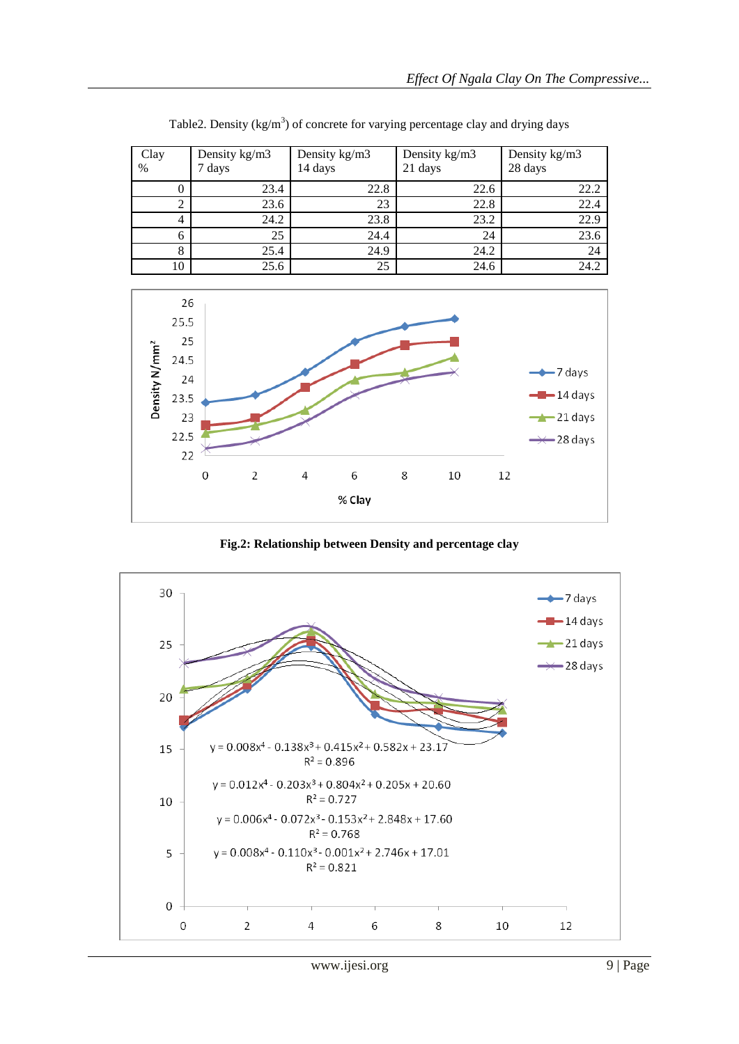Table2. Density ($kg/m^3$) of concrete for varying percentage clay and drying days

| Clay % | Density kg/m3 7 days | Density kg/m3 14 days | Density kg/m3 21 days | Density kg/m3 28 days |
|---|---|---|---|---|
| 0 | 23.4 | 22.8 | 22.6 | 22.2 |
| 2 | 23.6 | 23 | 22.8 | 22.4 |
| 4 | 24.2 | 23.8 | 23.2 | 22.9 |
| 6 | 25 | 24.4 | 24 | 23.6 |
| 8 | 25.4 | 24.9 | 24.2 | 24 |
| 10 | 25.6 | 25 | 24.6 | 24.2 |

**Fig.2: Relationship between Density and percentage clay**

$y = 0.008x^4 - 0.138x^3 + 0.415x^2 + 0.582x + 23.17$, $R^2 = 0.896$

$y = 0.012x^4 - 0.203x^3 + 0.804x^2 + 0.205x + 20.60$, $R^2 = 0.727$

$y = 0.006x^4 - 0.072x^3 - 0.153x^2 + 2.848x + 17.60$, $R^2 = 0.768$

$y = 0.008x^4 - 0.110x^3 - 0.001x^2 + 2.746x + 17.01$, $R^2 = 0.821$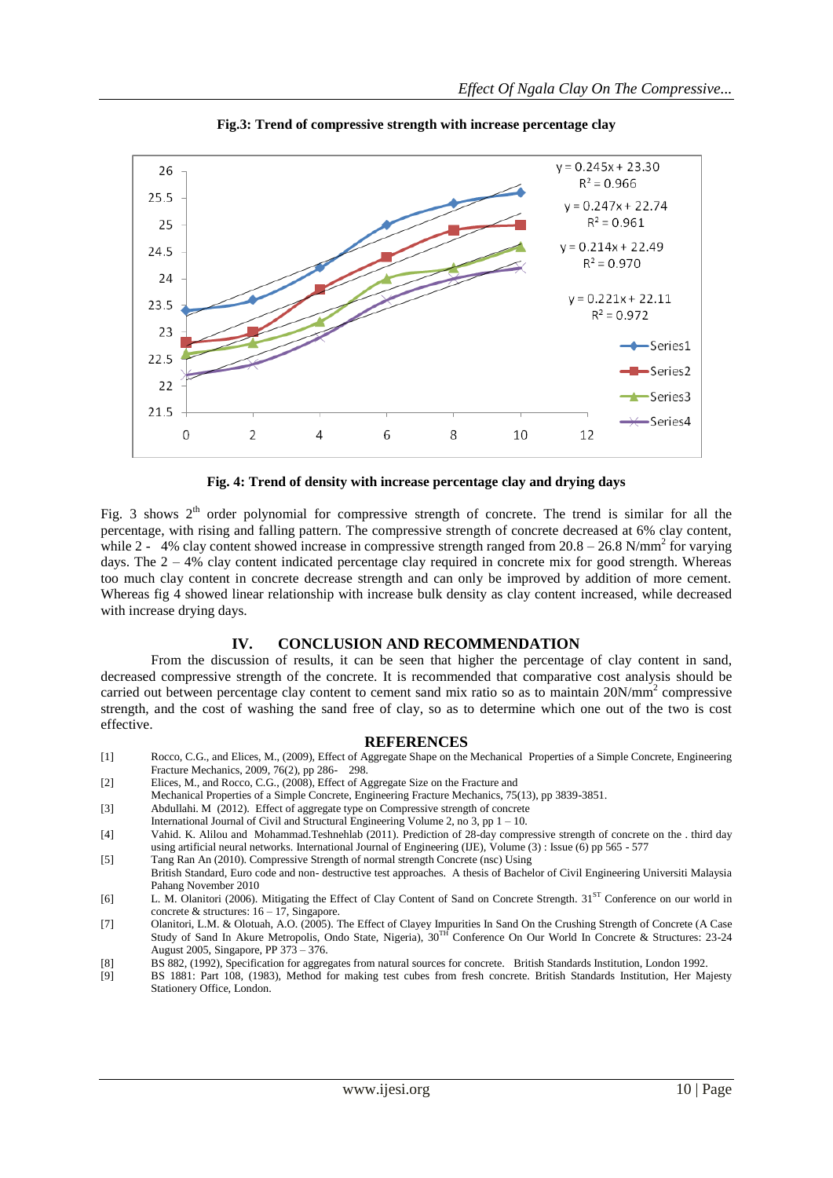**Fig.3: Trend of compressive strength with increase percentage clay**

y = 0.245x + 23.30
$R^2$ = 0.966
y = 0.247x + 22.74
$R^2$ = 0.961
y = 0.214x + 22.49
$R^2$ = 0.970
y = 0.221x + 22.11
$R^2$ = 0.972

26
25.5
25
24.5
24
23.5
23
22.5
22
21.5

0 2 4 6 8 10 12

Series1
Series2
Series3
Series4

**Fig. 4: Trend of density with increase percentage clay and drying days**

Fig. 3 shows 2[th] order polynomial for compressive strength of concrete. The trend is similar for all the percentage, with rising and falling pattern. The compressive strength of concrete decreased at 6% clay content, while 2 - 4% clay content showed increase in compressive strength ranged from 20.8 – 26.8 N/mm$^2$ for varying days. The 2 – 4% clay content indicated percentage clay required in concrete mix for good strength. Whereas too much clay content in concrete decrease strength and can only be improved by addition of more cement. Whereas fig 4 showed linear relationship with increase bulk density as clay content increased, while decreased with increase drying days.

## IV. CONCLUSION AND RECOMMENDATION

From the discussion of results, it can be seen that higher the percentage of clay content in sand, decreased compressive strength of the concrete. It is recommended that comparative cost analysis should be carried out between percentage clay content to cement sand mix ratio so as to maintain 20N/mm$^2$ compressive strength, and the cost of washing the sand free of clay, so as to determine which one out of the two is cost effective.

## REFERENCES

[1] Rocco, C.G., and Elices, M., (2009), Effect of Aggregate Shape on the Mechanical Properties of a Simple Concrete, Engineering Fracture Mechanics, 2009, 76(2), pp 286- 298.

[2] Elices, M., and Rocco, C.G., (2008), Effect of Aggregate Size on the Fracture and Mechanical Properties of a Simple Concrete, Engineering Fracture Mechanics, 75(13), pp 3839-3851.

[3] Abdullahi. M (2012). Effect of aggregate type on Compressive strength of concrete International Journal of Civil and Structural Engineering Volume 2, no 3, pp 1 – 10.

[4] Vahid. K. Alilou and Mohammad.Teshnehlab (2011). Prediction of 28-day compressive strength of concrete on the . third day using artificial neural networks. International Journal of Engineering (IJE), Volume (3) : Issue (6) pp 565 - 577

[5] Tang Ran An (2010). Compressive Strength of normal strength Concrete (nsc) Using British Standard, Euro code and non- destructive test approaches. A thesis of Bachelor of Civil Engineering Universiti Malaysia Pahang November 2010

[6] L. M. Olanitori (2006). Mitigating the Effect of Clay Content of Sand on Concrete Strength. 31[ST] Conference on our world in concrete & structures: 16 – 17, Singapore.

[7] Olanitori, L.M. & Olotuah, A.O. (2005). The Effect of Clayey Impurities In Sand On the Crushing Strength of Concrete (A Case Study of Sand In Akure Metropolis, Ondo State, Nigeria), 30[TH] Conference On Our World In Concrete & Structures: 23-24 August 2005, Singapore, PP 373 – 376.

[8] BS 882, (1992), Specification for aggregates from natural sources for concrete. British Standards Institution, London 1992.

[9] BS 1881: Part 108, (1983), Method for making test cubes from fresh concrete. British Standards Institution, Her Majesty Stationery Office, London.